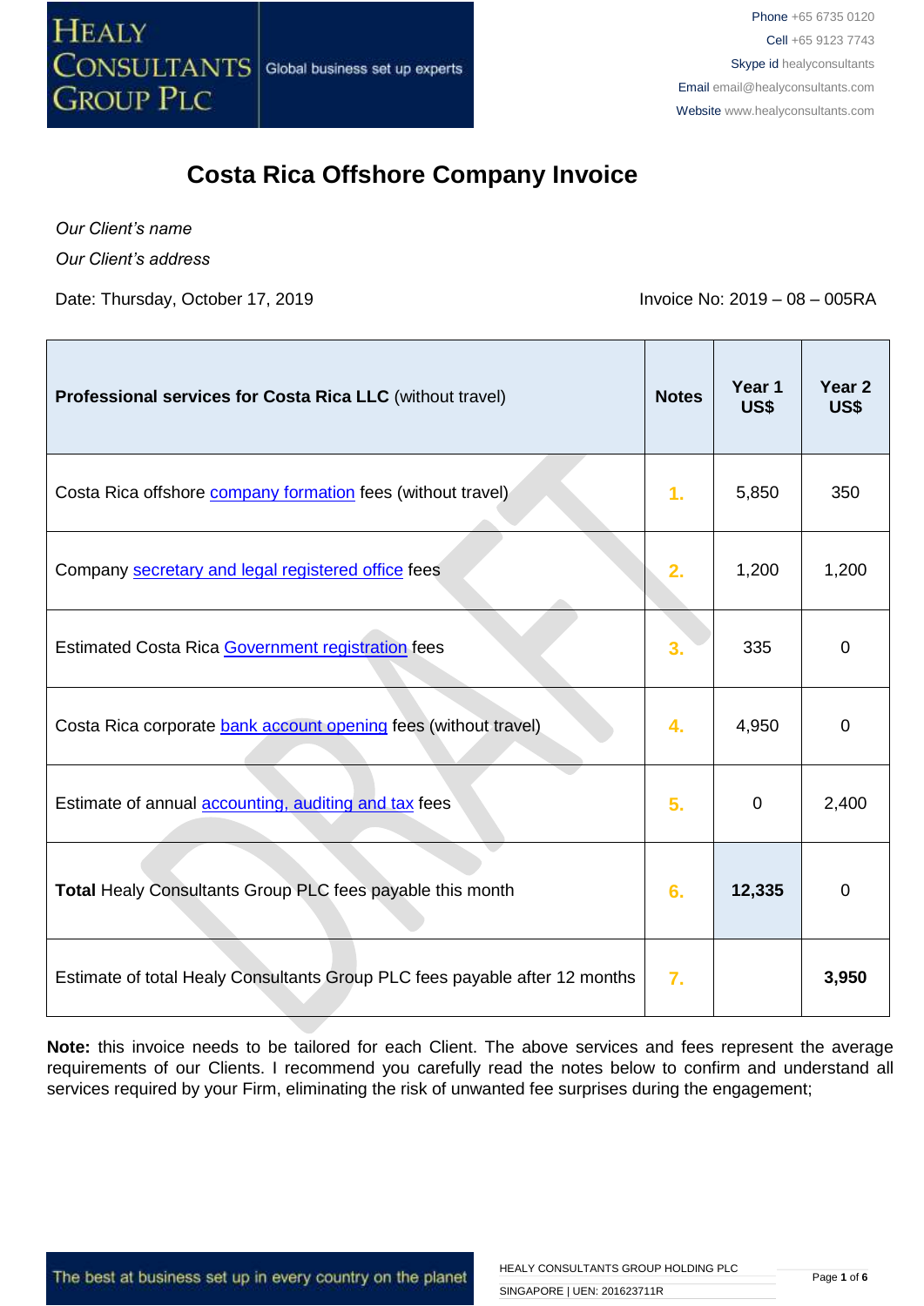# Costa Rica Offshore Company Invoice

*Our Client's name*

*Our Client's address*

Date: Thursday, October 17, 2019

Invoice No: 2019 – 08 – 005RA

| **Professional services for Costa Rica LLC** (without travel) | **Notes** | **Year 1 US$** | **Year 2 US$** |
|---|---|---|---|
| Costa Rica offshore company formation fees (without travel) | 1. | 5,850 | 350 |
| Company secretary and legal registered office fees | 2. | 1,200 | 1,200 |
| Estimated Costa Rica Government registration fees | 3. | 335 | 0 |
| Costa Rica corporate bank account opening fees (without travel) | 4. | 4,950 | 0 |
| Estimate of annual accounting, auditing and tax fees | 5. | 0 | 2,400 |
| **Total** Healy Consultants Group PLC fees payable this month | 6. | **12,335** | 0 |
| Estimate of total Healy Consultants Group PLC fees payable after 12 months | 7. | | **3,950** |

**Note:** this invoice needs to be tailored for each Client. The above services and fees represent the average requirements of our Clients. I recommend you carefully read the notes below to confirm and understand all services required by your Firm, eliminating the risk of unwanted fee surprises during the engagement;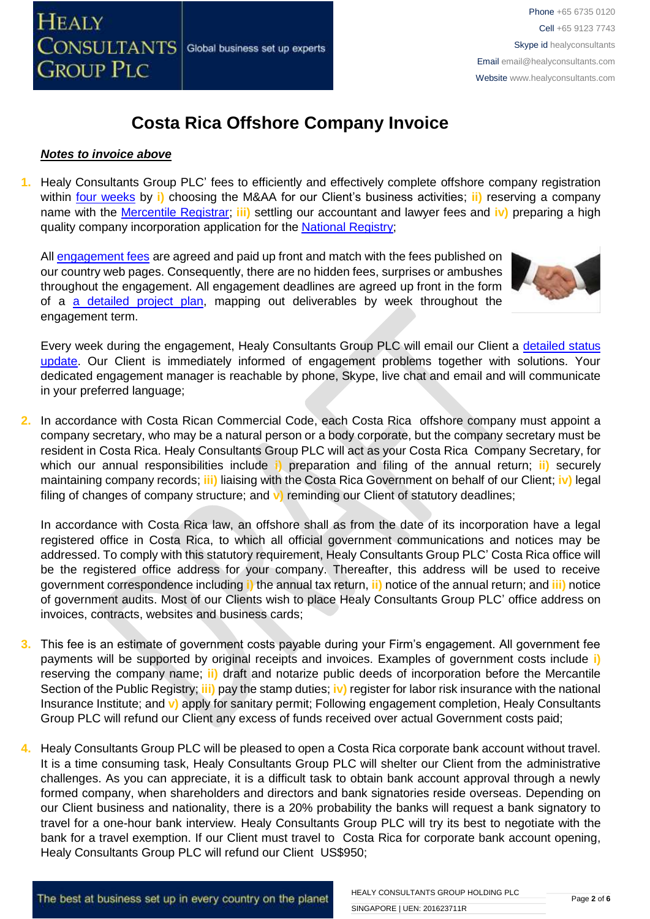# Costa Rica Offshore Company Invoice

***Notes to invoice above***

1. Healy Consultants Group PLC' fees to efficiently and effectively complete offshore company registration within four weeks by **i)** choosing the M&AA for our Client's business activities; **ii)** reserving a company name with the Mercentile Registrar; **iii)** settling our accountant and lawyer fees and **iv)** preparing a high quality company incorporation application for the National Registry;

   All engagement fees are agreed and paid up front and match with the fees published on our country web pages. Consequently, there are no hidden fees, surprises or ambushes throughout the engagement. All engagement deadlines are agreed up front in the form of a detailed project plan, mapping out deliverables by week throughout the engagement term.

   Every week during the engagement, Healy Consultants Group PLC will email our Client a detailed status update. Our Client is immediately informed of engagement problems together with solutions. Your dedicated engagement manager is reachable by phone, Skype, live chat and email and will communicate in your preferred language;

2. In accordance with Costa Rican Commercial Code, each Costa Rica offshore company must appoint a company secretary, who may be a natural person or a body corporate, but the company secretary must be resident in Costa Rica. Healy Consultants Group PLC will act as your Costa Rica Company Secretary, for which our annual responsibilities include **i)** preparation and filing of the annual return; **ii)** securely maintaining company records; **iii)** liaising with the Costa Rica Government on behalf of our Client; **iv)** legal filing of changes of company structure; and **v)** reminding our Client of statutory deadlines;

   In accordance with Costa Rica law, an offshore shall as from the date of its incorporation have a legal registered office in Costa Rica, to which all official government communications and notices may be addressed. To comply with this statutory requirement, Healy Consultants Group PLC' Costa Rica office will be the registered office address for your company. Thereafter, this address will be used to receive government correspondence including **i)** the annual tax return, **ii)** notice of the annual return; and **iii)** notice of government audits. Most of our Clients wish to place Healy Consultants Group PLC' office address on invoices, contracts, websites and business cards;

3. This fee is an estimate of government costs payable during your Firm's engagement. All government fee payments will be supported by original receipts and invoices. Examples of government costs include **i)** reserving the company name; **ii)** draft and notarize public deeds of incorporation before the Mercantile Section of the Public Registry; **iii)** pay the stamp duties; **iv)** register for labor risk insurance with the national Insurance Institute; and **v)** apply for sanitary permit; Following engagement completion, Healy Consultants Group PLC will refund our Client any excess of funds received over actual Government costs paid;

4. Healy Consultants Group PLC will be pleased to open a Costa Rica corporate bank account without travel. It is a time consuming task, Healy Consultants Group PLC will shelter our Client from the administrative challenges. As you can appreciate, it is a difficult task to obtain bank account approval through a newly formed company, when shareholders and directors and bank signatories reside overseas. Depending on our Client business and nationality, there is a 20% probability the banks will request a bank signatory to travel for a one-hour bank interview. Healy Consultants Group PLC will try its best to negotiate with the bank for a travel exemption. If our Client must travel to Costa Rica for corporate bank account opening, Healy Consultants Group PLC will refund our Client US$950;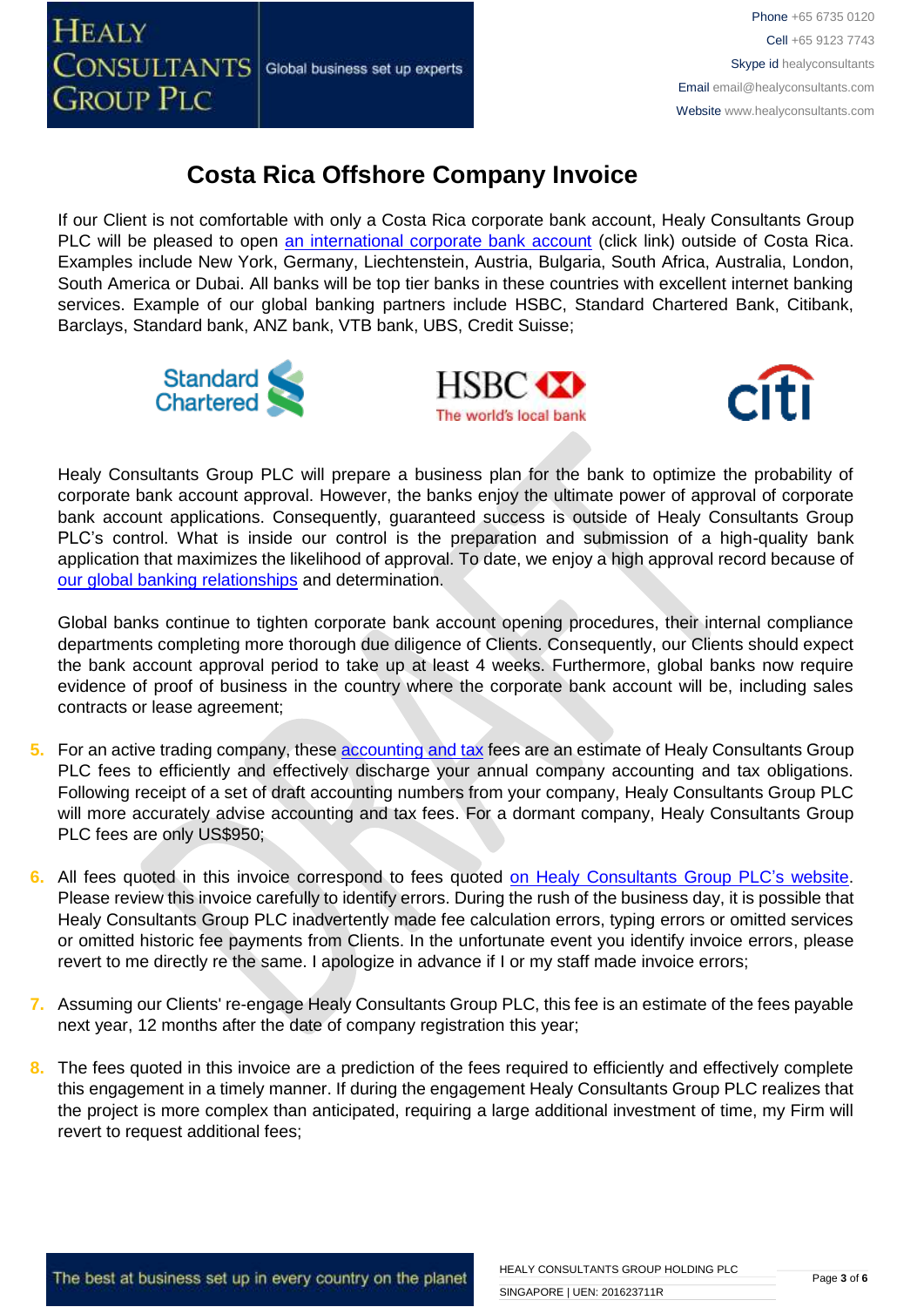# Costa Rica Offshore Company Invoice

If our Client is not comfortable with only a Costa Rica corporate bank account, Healy Consultants Group PLC will be pleased to open an international corporate bank account (click link) outside of Costa Rica. Examples include New York, Germany, Liechtenstein, Austria, Bulgaria, South Africa, Australia, London, South America or Dubai. All banks will be top tier banks in these countries with excellent internet banking services. Example of our global banking partners include HSBC, Standard Chartered Bank, Citibank, Barclays, Standard bank, ANZ bank, VTB bank, UBS, Credit Suisse;

Healy Consultants Group PLC will prepare a business plan for the bank to optimize the probability of corporate bank account approval. However, the banks enjoy the ultimate power of approval of corporate bank account applications. Consequently, guaranteed success is outside of Healy Consultants Group PLC's control. What is inside our control is the preparation and submission of a high-quality bank application that maximizes the likelihood of approval. To date, we enjoy a high approval record because of our global banking relationships and determination.

Global banks continue to tighten corporate bank account opening procedures, their internal compliance departments completing more thorough due diligence of Clients. Consequently, our Clients should expect the bank account approval period to take up at least 4 weeks. Furthermore, global banks now require evidence of proof of business in the country where the corporate bank account will be, including sales contracts or lease agreement;

5. For an active trading company, these accounting and tax fees are an estimate of Healy Consultants Group PLC fees to efficiently and effectively discharge your annual company accounting and tax obligations. Following receipt of a set of draft accounting numbers from your company, Healy Consultants Group PLC will more accurately advise accounting and tax fees. For a dormant company, Healy Consultants Group PLC fees are only US$950;

6. All fees quoted in this invoice correspond to fees quoted on Healy Consultants Group PLC's website. Please review this invoice carefully to identify errors. During the rush of the business day, it is possible that Healy Consultants Group PLC inadvertently made fee calculation errors, typing errors or omitted services or omitted historic fee payments from Clients. In the unfortunate event you identify invoice errors, please revert to me directly re the same. I apologize in advance if I or my staff made invoice errors;

7. Assuming our Clients' re-engage Healy Consultants Group PLC, this fee is an estimate of the fees payable next year, 12 months after the date of company registration this year;

8. The fees quoted in this invoice are a prediction of the fees required to efficiently and effectively complete this engagement in a timely manner. If during the engagement Healy Consultants Group PLC realizes that the project is more complex than anticipated, requiring a large additional investment of time, my Firm will revert to request additional fees;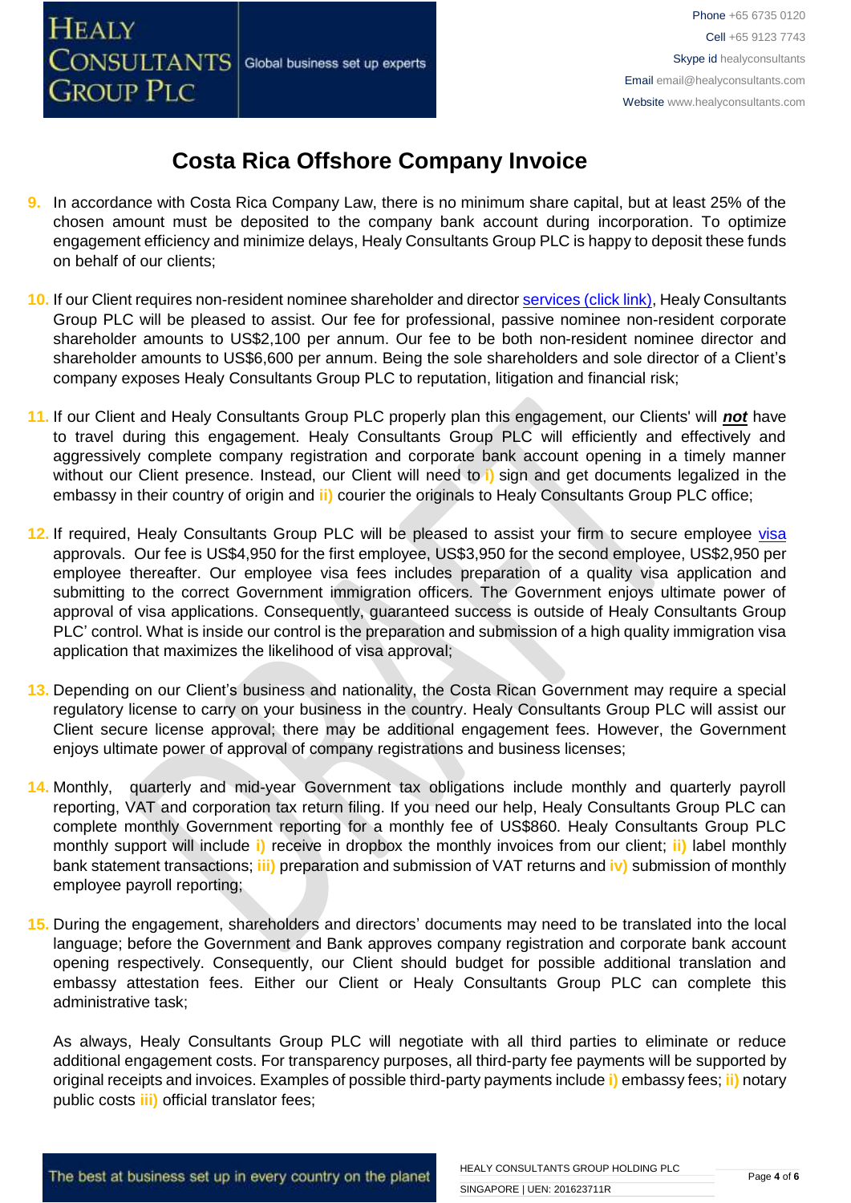# Costa Rica Offshore Company Invoice

9. In accordance with Costa Rica Company Law, there is no minimum share capital, but at least 25% of the chosen amount must be deposited to the company bank account during incorporation. To optimize engagement efficiency and minimize delays, Healy Consultants Group PLC is happy to deposit these funds on behalf of our clients;

10. If our Client requires non-resident nominee shareholder and director services (click link), Healy Consultants Group PLC will be pleased to assist. Our fee for professional, passive nominee non-resident corporate shareholder amounts to US$2,100 per annum. Our fee to be both non-resident nominee director and shareholder amounts to US$6,600 per annum. Being the sole shareholders and sole director of a Client's company exposes Healy Consultants Group PLC to reputation, litigation and financial risk;

11. If our Client and Healy Consultants Group PLC properly plan this engagement, our Clients' will ***not*** have to travel during this engagement. Healy Consultants Group PLC will efficiently and effectively and aggressively complete company registration and corporate bank account opening in a timely manner without our Client presence. Instead, our Client will need to **i)** sign and get documents legalized in the embassy in their country of origin and **ii)** courier the originals to Healy Consultants Group PLC office;

12. If required, Healy Consultants Group PLC will be pleased to assist your firm to secure employee visa approvals. Our fee is US$4,950 for the first employee, US$3,950 for the second employee, US$2,950 per employee thereafter. Our employee visa fees includes preparation of a quality visa application and submitting to the correct Government immigration officers. The Government enjoys ultimate power of approval of visa applications. Consequently, guaranteed success is outside of Healy Consultants Group PLC' control. What is inside our control is the preparation and submission of a high quality immigration visa application that maximizes the likelihood of visa approval;

13. Depending on our Client's business and nationality, the Costa Rican Government may require a special regulatory license to carry on your business in the country. Healy Consultants Group PLC will assist our Client secure license approval; there may be additional engagement fees. However, the Government enjoys ultimate power of approval of company registrations and business licenses;

14. Monthly, quarterly and mid-year Government tax obligations include monthly and quarterly payroll reporting, VAT and corporation tax return filing. If you need our help, Healy Consultants Group PLC can complete monthly Government reporting for a monthly fee of US$860. Healy Consultants Group PLC monthly support will include **i)** receive in dropbox the monthly invoices from our client; **ii)** label monthly bank statement transactions; **iii)** preparation and submission of VAT returns and **iv)** submission of monthly employee payroll reporting;

15. During the engagement, shareholders and directors' documents may need to be translated into the local language; before the Government and Bank approves company registration and corporate bank account opening respectively. Consequently, our Client should budget for possible additional translation and embassy attestation fees. Either our Client or Healy Consultants Group PLC can complete this administrative task;

    As always, Healy Consultants Group PLC will negotiate with all third parties to eliminate or reduce additional engagement costs. For transparency purposes, all third-party fee payments will be supported by original receipts and invoices. Examples of possible third-party payments include **i)** embassy fees; **ii)** notary public costs **iii)** official translator fees;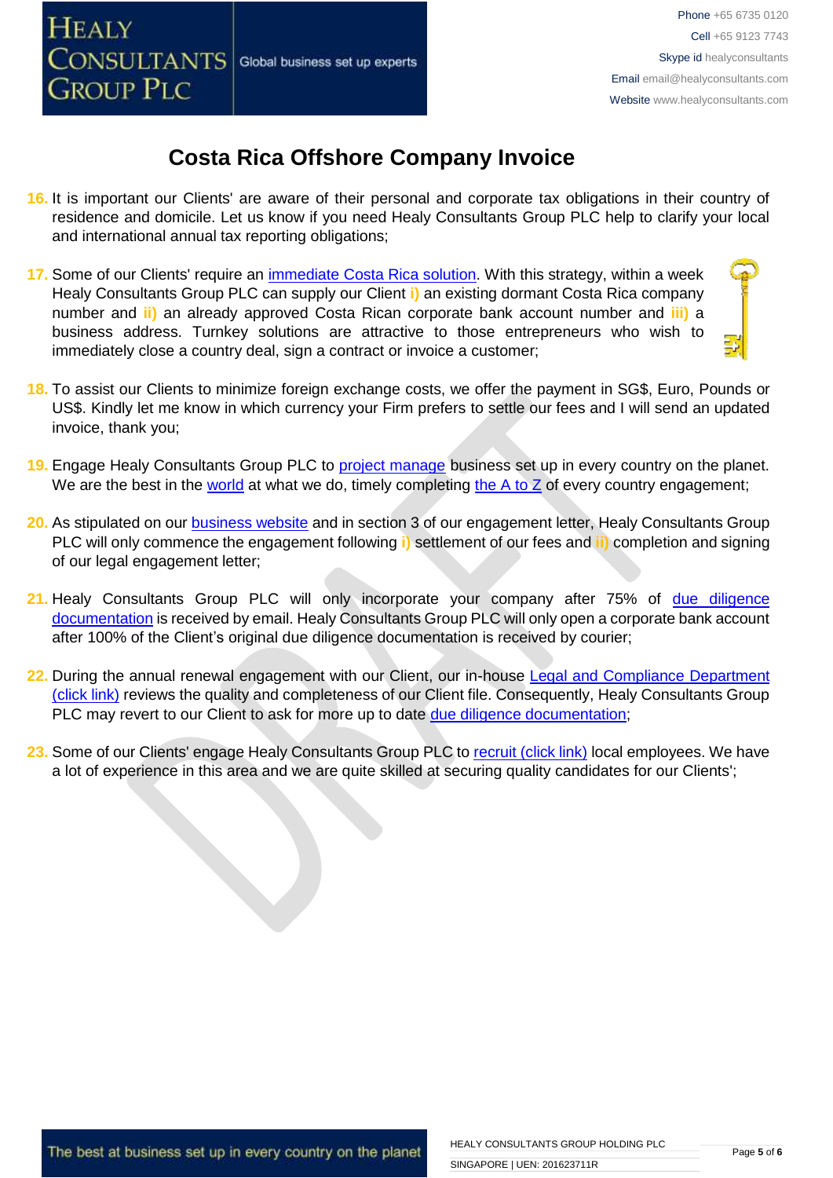# Costa Rica Offshore Company Invoice

16. It is important our Clients' are aware of their personal and corporate tax obligations in their country of residence and domicile. Let us know if you need Healy Consultants Group PLC help to clarify your local and international annual tax reporting obligations;

17. Some of our Clients' require an immediate Costa Rica solution. With this strategy, within a week Healy Consultants Group PLC can supply our Client i) an existing dormant Costa Rica company number and ii) an already approved Costa Rican corporate bank account number and iii) a business address. Turnkey solutions are attractive to those entrepreneurs who wish to immediately close a country deal, sign a contract or invoice a customer;

18. To assist our Clients to minimize foreign exchange costs, we offer the payment in SG$, Euro, Pounds or US$. Kindly let me know in which currency your Firm prefers to settle our fees and I will send an updated invoice, thank you;

19. Engage Healy Consultants Group PLC to project manage business set up in every country on the planet. We are the best in the world at what we do, timely completing the A to Z of every country engagement;

20. As stipulated on our business website and in section 3 of our engagement letter, Healy Consultants Group PLC will only commence the engagement following i) settlement of our fees and ii) completion and signing of our legal engagement letter;

21. Healy Consultants Group PLC will only incorporate your company after 75% of due diligence documentation is received by email. Healy Consultants Group PLC will only open a corporate bank account after 100% of the Client's original due diligence documentation is received by courier;

22. During the annual renewal engagement with our Client, our in-house Legal and Compliance Department (click link) reviews the quality and completeness of our Client file. Consequently, Healy Consultants Group PLC may revert to our Client to ask for more up to date due diligence documentation;

23. Some of our Clients' engage Healy Consultants Group PLC to recruit (click link) local employees. We have a lot of experience in this area and we are quite skilled at securing quality candidates for our Clients';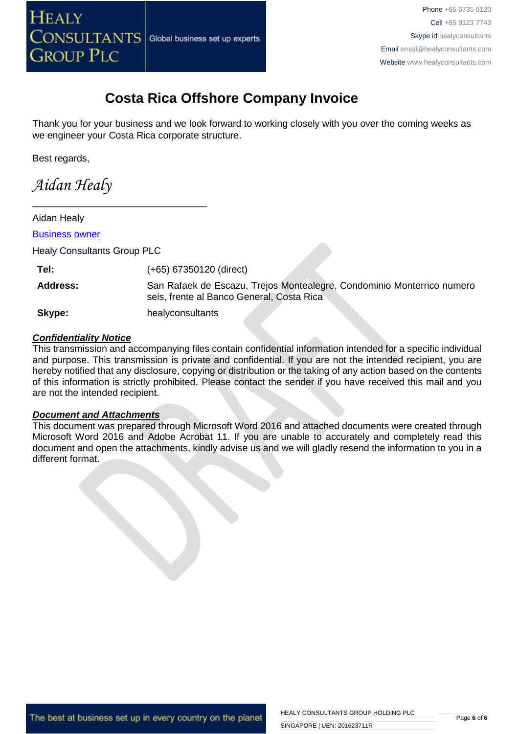# Costa Rica Offshore Company Invoice

Thank you for your business and we look forward to working closely with you over the coming weeks as we engineer your Costa Rica corporate structure.

Best regards,

*Aidan Healy*

\_\_\_\_\_\_\_\_\_\_\_\_\_\_\_\_\_\_\_\_\_\_\_\_\_\_\_\_\_\_\_\_

Aidan Healy

Business owner

Healy Consultants Group PLC

| | |
|---|---|
| **Tel:** | (+65) 67350120 (direct) |
| **Address:** | San Rafaek de Escazu, Trejos Montealegre, Condominio Monterrico numero seis, frente al Banco General, Costa Rica |
| **Skype:** | healyconsultants |

***Confidentiality Notice***

This transmission and accompanying files contain confidential information intended for a specific individual and purpose. This transmission is private and confidential. If you are not the intended recipient, you are hereby notified that any disclosure, copying or distribution or the taking of any action based on the contents of this information is strictly prohibited. Please contact the sender if you have received this mail and you are not the intended recipient.

***Document and Attachments***

This document was prepared through Microsoft Word 2016 and attached documents were created through Microsoft Word 2016 and Adobe Acrobat 11. If you are unable to accurately and completely read this document and open the attachments, kindly advise us and we will gladly resend the information to you in a different format.